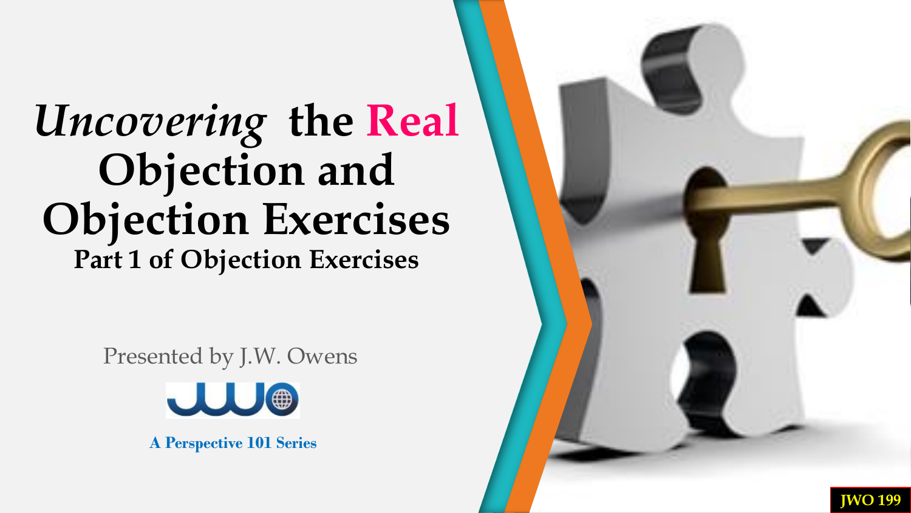# *Uncovering* the Real Objection and Objection Exercises

## Part 1 of Objection Exercises

Presented by J.W. Owens

**A Perspective 101 Series**

JWO 199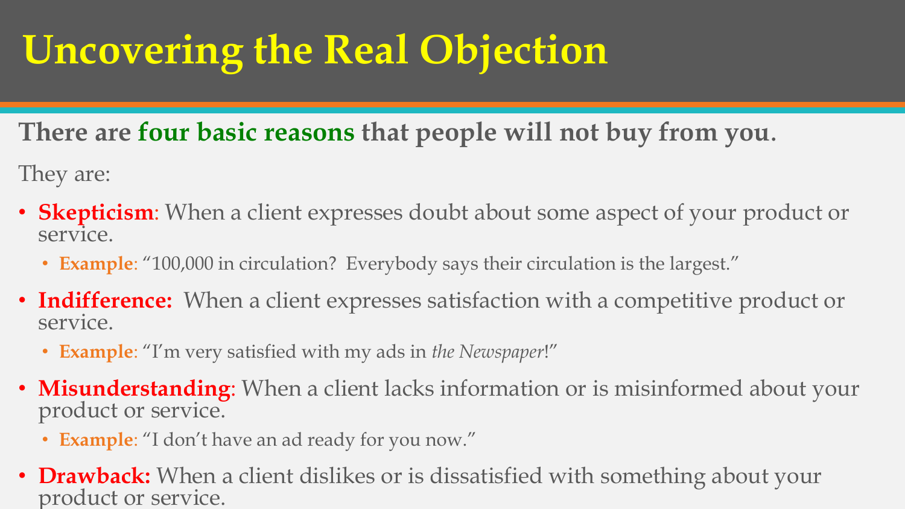# Uncovering the Real Objection

**There are four basic reasons that people will not buy from you.**

They are:

- **Skepticism**: When a client expresses doubt about some aspect of your product or service.
  - **Example**: "100,000 in circulation? Everybody says their circulation is the largest."
- **Indifference:** When a client expresses satisfaction with a competitive product or service.
  - **Example**: "I'm very satisfied with my ads in *the Newspaper*!"
- **Misunderstanding**: When a client lacks information or is misinformed about your product or service.
  - **Example**: "I don't have an ad ready for you now."
- **Drawback:** When a client dislikes or is dissatisfied with something about your product or service.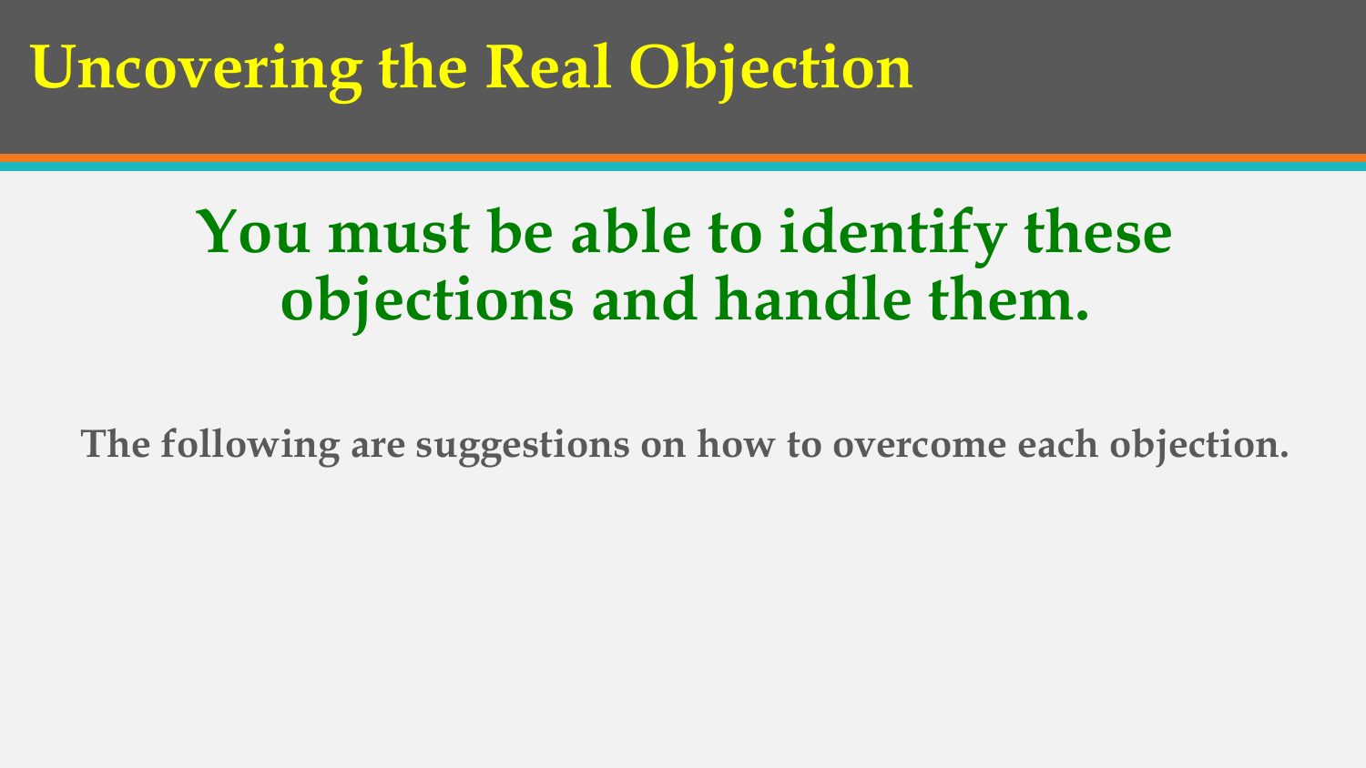# Uncovering the Real Objection

## You must be able to identify these objections and handle them.

**The following are suggestions on how to overcome each objection.**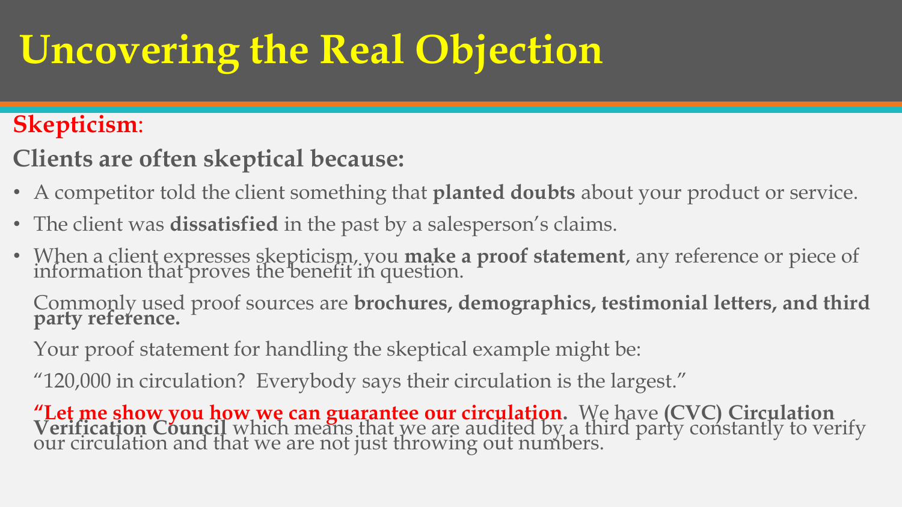# Uncovering the Real Objection

**Skepticism**:

## Clients are often skeptical because:

- A competitor told the client something that **planted doubts** about your product or service.
- The client was **dissatisfied** in the past by a salesperson's claims.
- When a client expresses skepticism, you **make a proof statement**, any reference or piece of information that proves the benefit in question.

  Commonly used proof sources are **brochures, demographics, testimonial letters, and third party reference.**

  Your proof statement for handling the skeptical example might be:

  "120,000 in circulation? Everybody says their circulation is the largest."

  **"Let me show you how we can guarantee our circulation.** We have **(CVC) Circulation Verification Council** which means that we are audited by a third party constantly to verify our circulation and that we are not just throwing out numbers.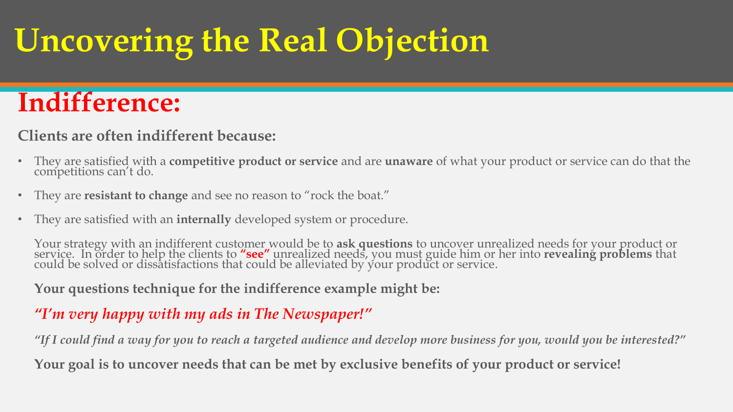# Uncovering the Real Objection

## Indifference:

**Clients are often indifferent because:**

- They are satisfied with a **competitive product or service** and are **unaware** of what your product or service can do that the competitions can't do.
- They are **resistant to change** and see no reason to "rock the boat."
- They are satisfied with an **internally** developed system or procedure.

Your strategy with an indifferent customer would be to **ask questions** to uncover unrealized needs for your product or service. In order to help the clients to **"see"** unrealized needs, you must guide him or her into **revealing problems** that could be solved or dissatisfactions that could be alleviated by your product or service.

**Your questions technique for the indifference example might be:**

*"I'm very happy with my ads in The Newspaper!"*

*"If I could find a way for you to reach a targeted audience and develop more business for you, would you be interested?"*

**Your goal is to uncover needs that can be met by exclusive benefits of your product or service!**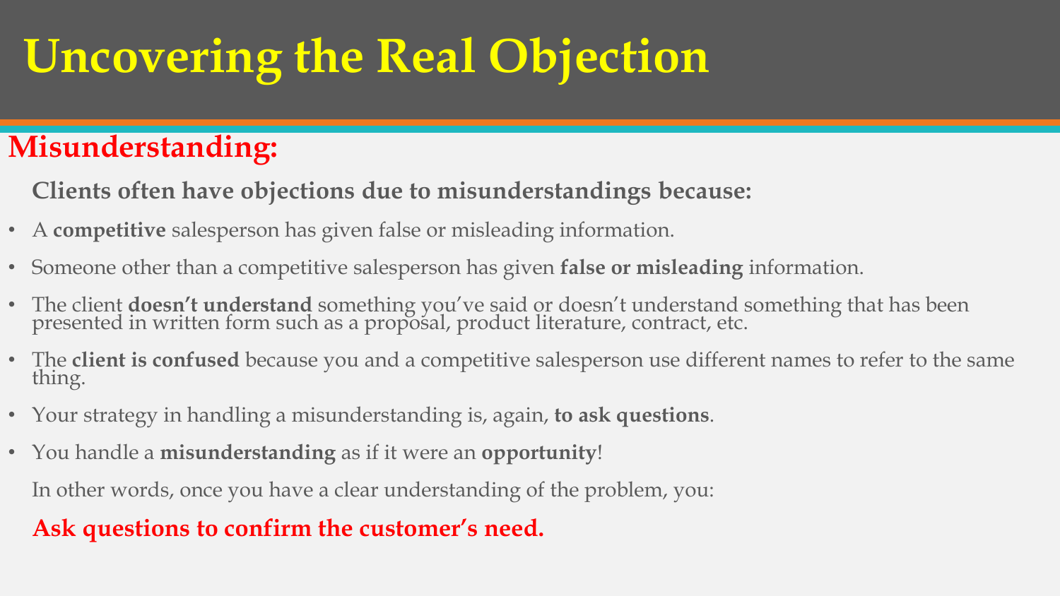# Uncovering the Real Objection

## Misunderstanding:

**Clients often have objections due to misunderstandings because:**

- A **competitive** salesperson has given false or misleading information.
- Someone other than a competitive salesperson has given **false or misleading** information.
- The client **doesn't understand** something you've said or doesn't understand something that has been presented in written form such as a proposal, product literature, contract, etc.
- The **client is confused** because you and a competitive salesperson use different names to refer to the same thing.
- Your strategy in handling a misunderstanding is, again, **to ask questions**.
- You handle a **misunderstanding** as if it were an **opportunity**!

In other words, once you have a clear understanding of the problem, you:

**Ask questions to confirm the customer's need.**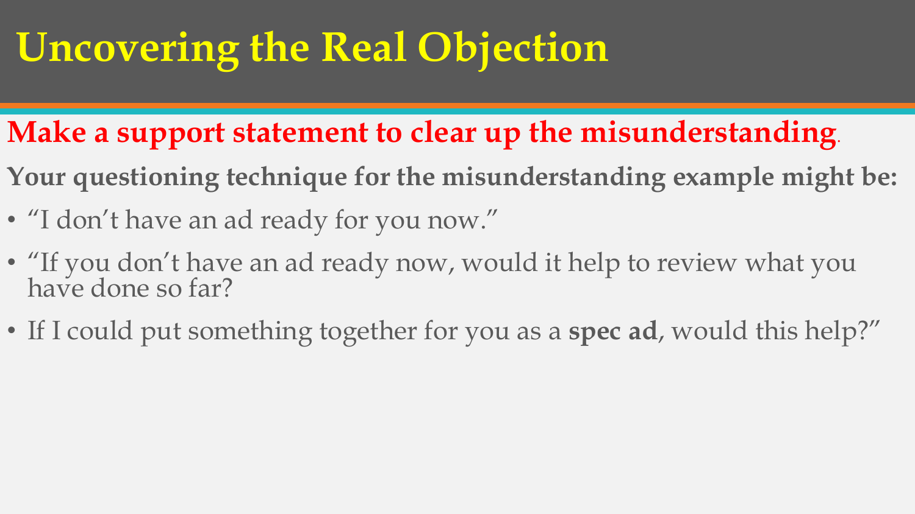# Uncovering the Real Objection

**Make a support statement to clear up the misunderstanding.**

**Your questioning technique for the misunderstanding example might be:**

- “I don’t have an ad ready for you now.”
- “If you don’t have an ad ready now, would it help to review what you have done so far?
- If I could put something together for you as a **spec ad**, would this help?”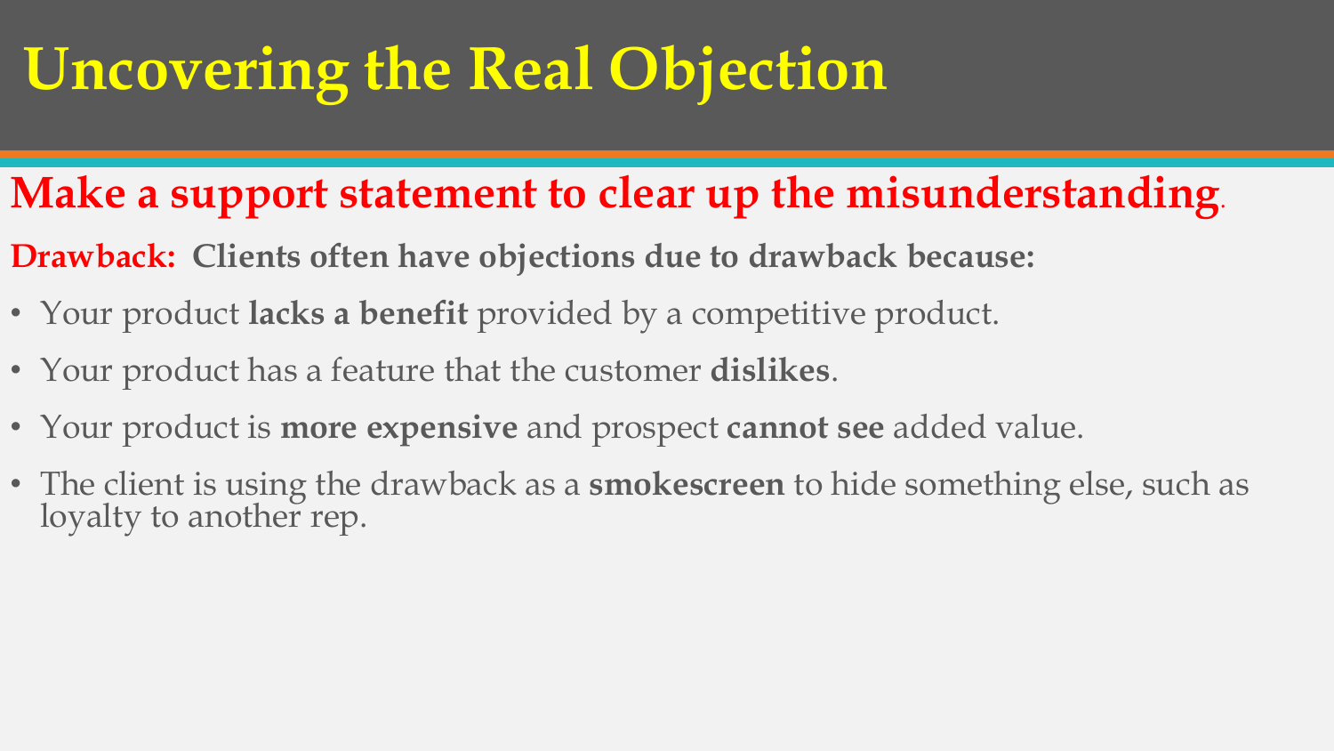# Uncovering the Real Objection

## Make a support statement to clear up the misunderstanding.

**Drawback: Clients often have objections due to drawback because:**

- Your product **lacks a benefit** provided by a competitive product.
- Your product has a feature that the customer **dislikes**.
- Your product is **more expensive** and prospect **cannot see** added value.
- The client is using the drawback as a **smokescreen** to hide something else, such as loyalty to another rep.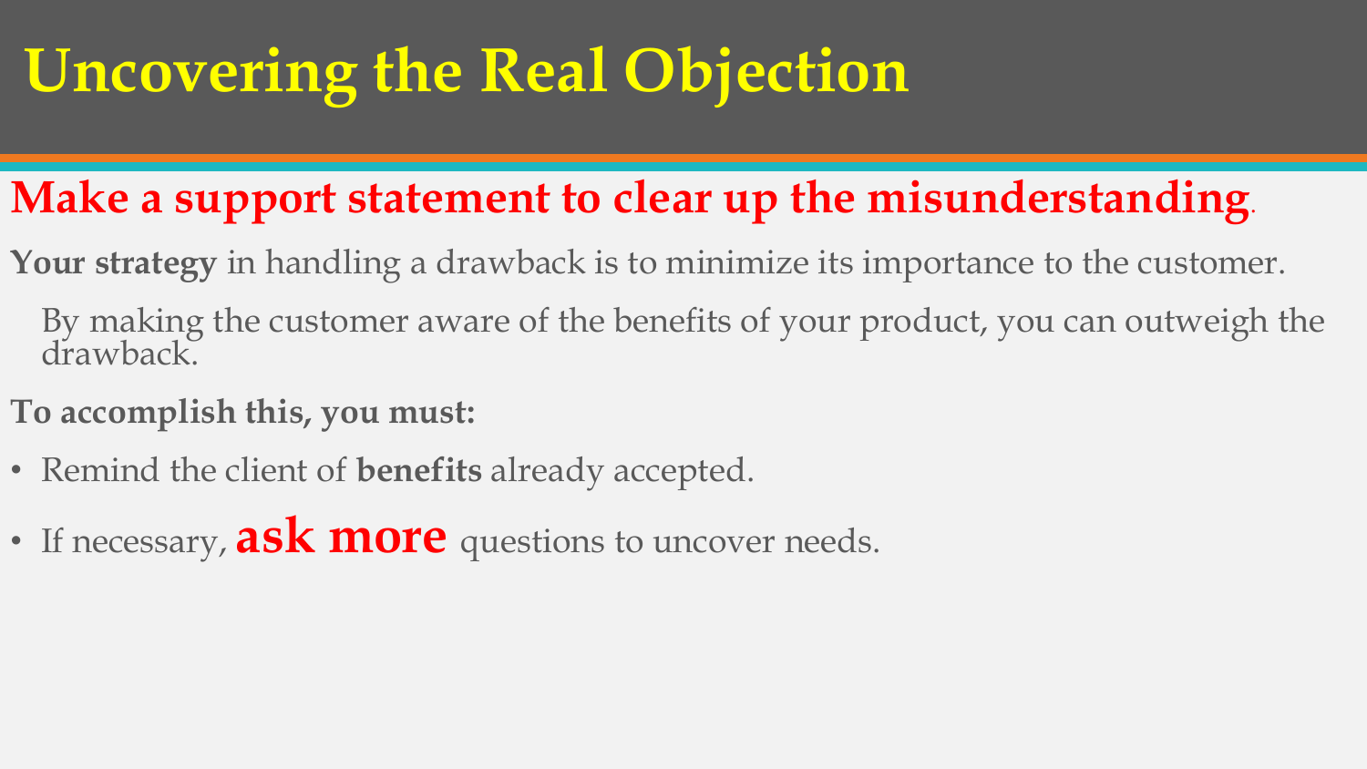# Uncovering the Real Objection

## Make a support statement to clear up the misunderstanding.

**Your strategy** in handling a drawback is to minimize its importance to the customer.

By making the customer aware of the benefits of your product, you can outweigh the drawback.

**To accomplish this, you must:**

- Remind the client of **benefits** already accepted.
- If necessary, **ask more** questions to uncover needs.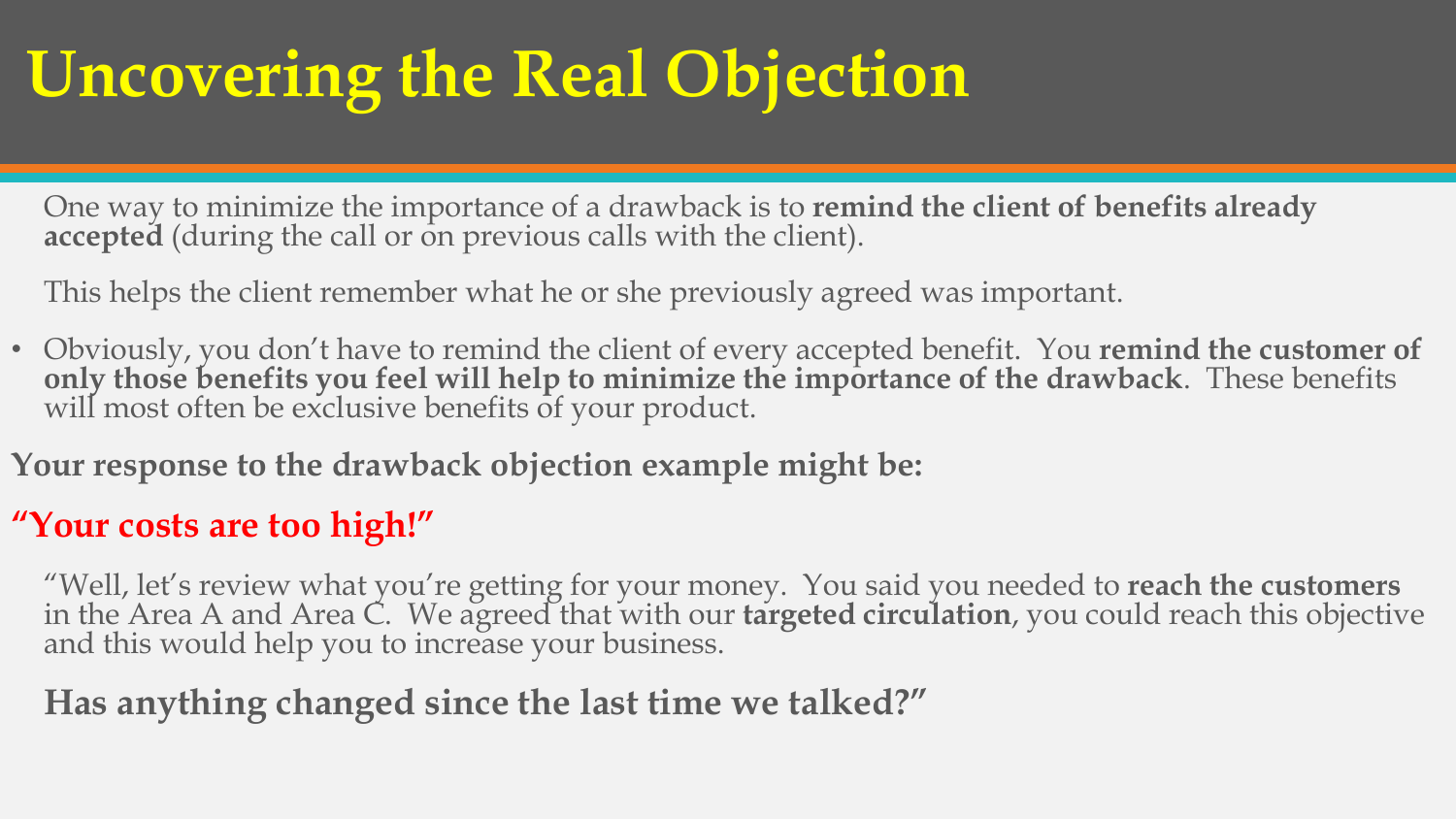# Uncovering the Real Objection

One way to minimize the importance of a drawback is to **remind the client of benefits already accepted** (during the call or on previous calls with the client).

This helps the client remember what he or she previously agreed was important.

- Obviously, you don't have to remind the client of every accepted benefit. You **remind the customer of only those benefits you feel will help to minimize the importance of the drawback**. These benefits will most often be exclusive benefits of your product.

**Your response to the drawback objection example might be:**

**"Your costs are too high!"**

"Well, let's review what you're getting for your money. You said you needed to **reach the customers** in the Area A and Area C. We agreed that with our **targeted circulation**, you could reach this objective and this would help you to increase your business.

**Has anything changed since the last time we talked?"**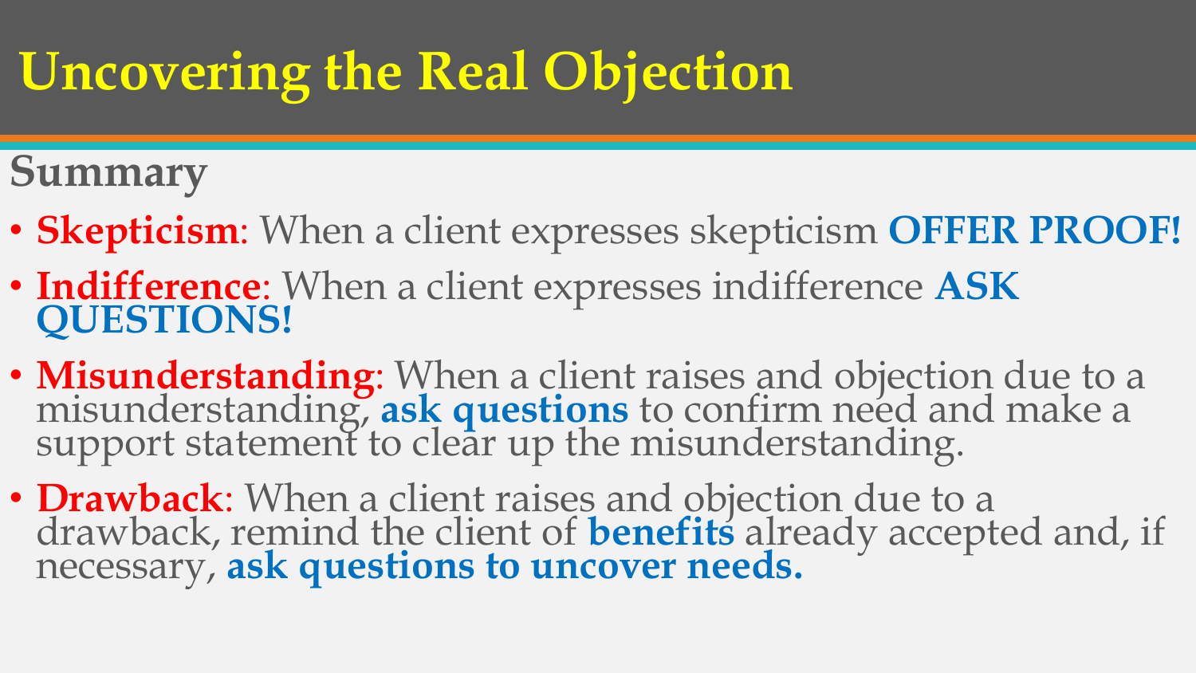# Uncovering the Real Objection

## Summary

- **Skepticism**: When a client expresses skepticism **OFFER PROOF!**
- **Indifference**: When a client expresses indifference **ASK QUESTIONS!**
- **Misunderstanding**: When a client raises and objection due to a misunderstanding, **ask questions** to confirm need and make a support statement to clear up the misunderstanding.
- **Drawback**: When a client raises and objection due to a drawback, remind the client of **benefits** already accepted and, if necessary, **ask questions to uncover needs.**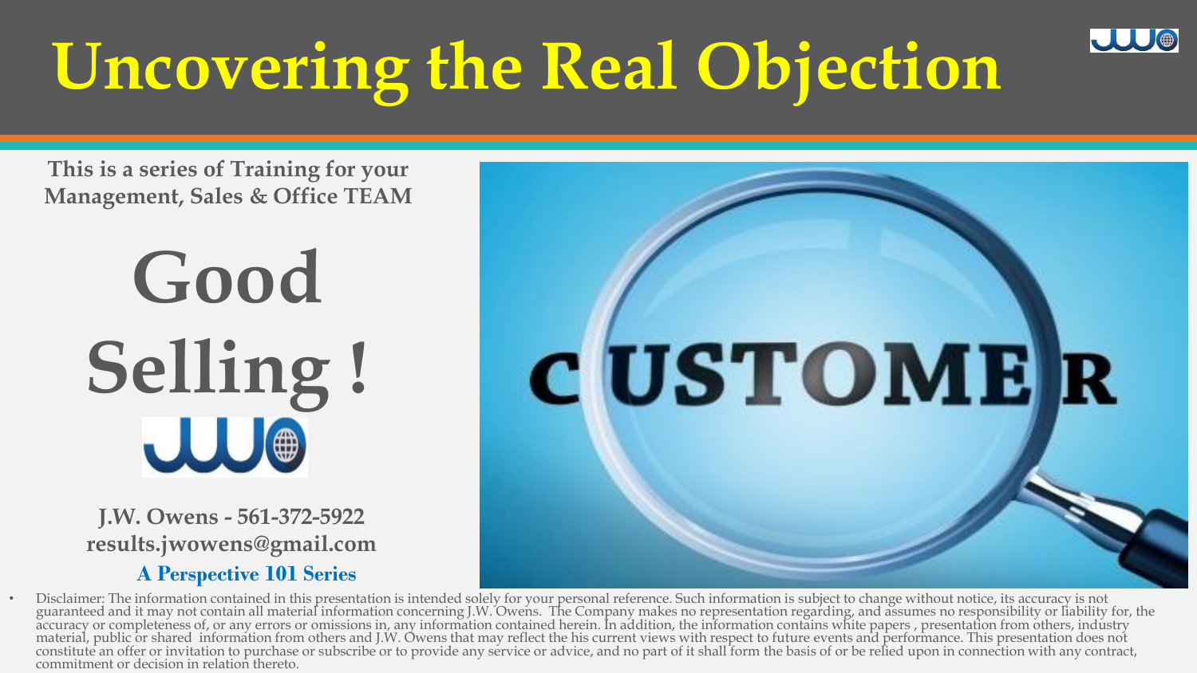# Uncovering the Real Objection

This is a series of Training for your Management, Sales & Office TEAM

**Good Selling !**

J.W. Owens - 561-372-5922
results.jwowens@gmail.com

**A Perspective 101 Series**

- Disclaimer: The information contained in this presentation is intended solely for your personal reference. Such information is subject to change without notice, its accuracy is not guaranteed and it may not contain all material information concerning J.W. Owens. The Company makes no representation regarding, and assumes no responsibility or liability for, the accuracy or completeness of, or any errors or omissions in, any information contained herein. In addition, the information contains white papers , presentation from others, industry material, public or shared information from others and J.W. Owens that may reflect the his current views with respect to future events and performance. This presentation does not constitute an offer or invitation to purchase or subscribe or to provide any service or advice, and no part of it shall form the basis of or be relied upon in connection with any contract, commitment or decision in relation thereto.